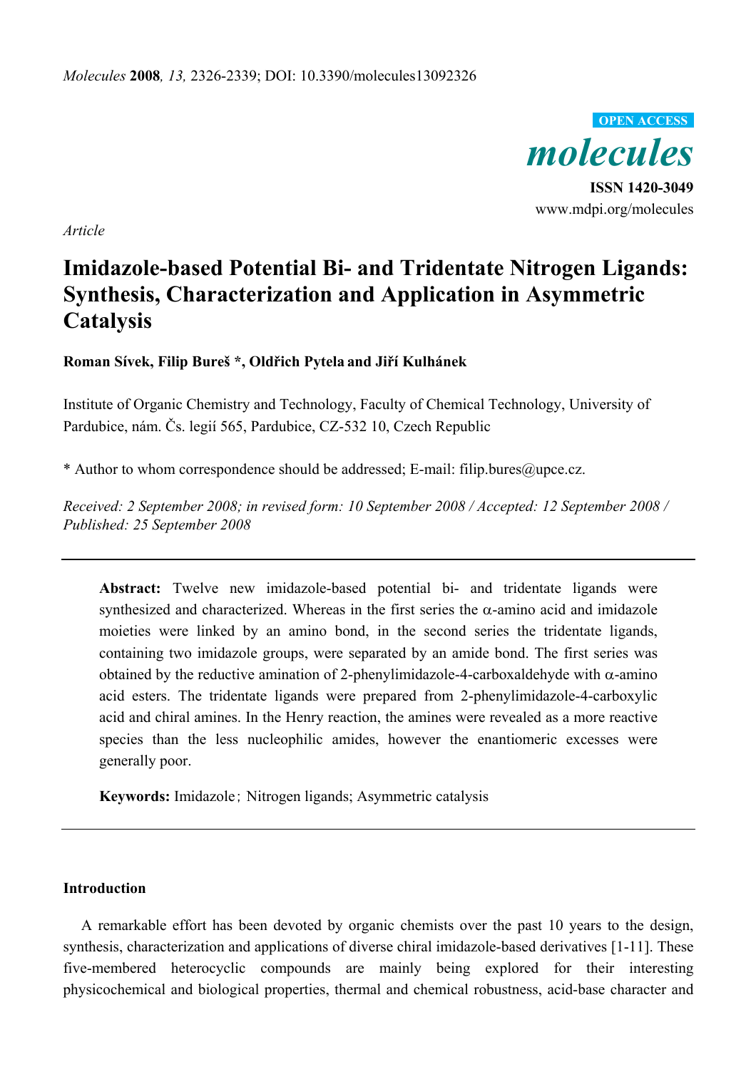*Article*

# Imidazole-based Potential Bi- and Tridentate Nitrogen Ligands: Synthesis, Characterization and Application in Asymmetric Catalysis

**Roman Sívek, Filip Bureš \*, Oldřich Pytela and Jiří Kulhánek**

Institute of Organic Chemistry and Technology, Faculty of Chemical Technology, University of Pardubice, nám. Čs. legií 565, Pardubice, CZ-532 10, Czech Republic

\* Author to whom correspondence should be addressed; E-mail: filip.bures@upce.cz.

*Received: 2 September 2008; in revised form: 10 September 2008 / Accepted: 12 September 2008 / Published: 25 September 2008*

---

**Abstract:** Twelve new imidazole-based potential bi- and tridentate ligands were synthesized and characterized. Whereas in the first series the α-amino acid and imidazole moieties were linked by an amino bond, in the second series the tridentate ligands, containing two imidazole groups, were separated by an amide bond. The first series was obtained by the reductive amination of 2-phenylimidazole-4-carboxaldehyde with α-amino acid esters. The tridentate ligands were prepared from 2-phenylimidazole-4-carboxylic acid and chiral amines. In the Henry reaction, the amines were revealed as a more reactive species than the less nucleophilic amides, however the enantiomeric excesses were generally poor.

**Keywords:** Imidazole; Nitrogen ligands; Asymmetric catalysis

---

## Introduction

A remarkable effort has been devoted by organic chemists over the past 10 years to the design, synthesis, characterization and applications of diverse chiral imidazole-based derivatives [1-11]. These five-membered heterocyclic compounds are mainly being explored for their interesting physicochemical and biological properties, thermal and chemical robustness, acid-base character and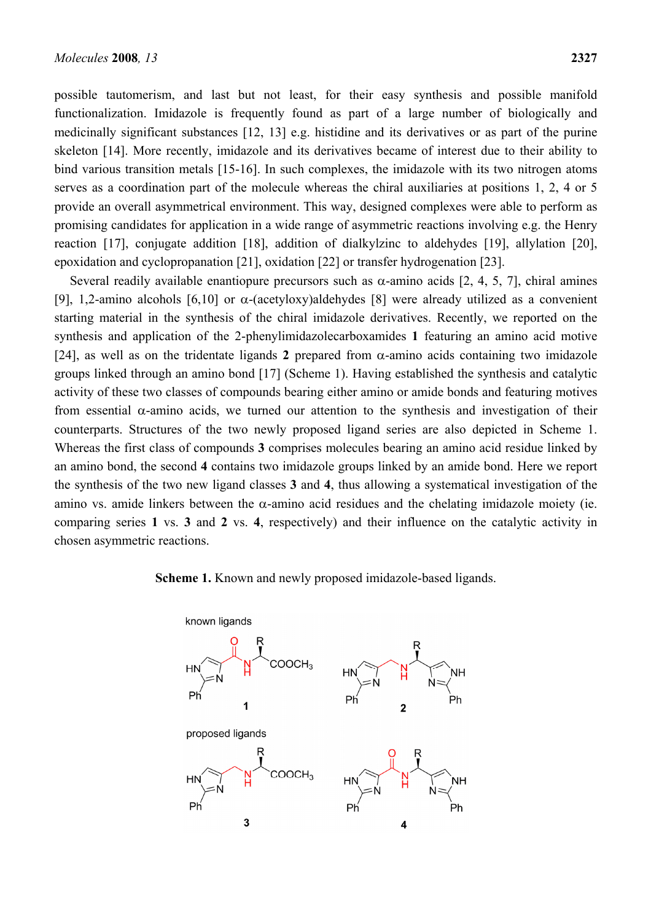possible tautomerism, and last but not least, for their easy synthesis and possible manifold functionalization. Imidazole is frequently found as part of a large number of biologically and medicinally significant substances [12, 13] e.g. histidine and its derivatives or as part of the purine skeleton [14]. More recently, imidazole and its derivatives became of interest due to their ability to bind various transition metals [15-16]. In such complexes, the imidazole with its two nitrogen atoms serves as a coordination part of the molecule whereas the chiral auxiliaries at positions 1, 2, 4 or 5 provide an overall asymmetrical environment. This way, designed complexes were able to perform as promising candidates for application in a wide range of asymmetric reactions involving e.g. the Henry reaction [17], conjugate addition [18], addition of dialkylzinc to aldehydes [19], allylation [20], epoxidation and cyclopropanation [21], oxidation [22] or transfer hydrogenation [23].

Several readily available enantiopure precursors such as α-amino acids [2, 4, 5, 7], chiral amines [9], 1,2-amino alcohols [6,10] or α-(acetyloxy)aldehydes [8] were already utilized as a convenient starting material in the synthesis of the chiral imidazole derivatives. Recently, we reported on the synthesis and application of the 2-phenylimidazolecarboxamides **1** featuring an amino acid motive [24], as well as on the tridentate ligands **2** prepared from α-amino acids containing two imidazole groups linked through an amino bond [17] (Scheme 1). Having established the synthesis and catalytic activity of these two classes of compounds bearing either amino or amide bonds and featuring motives from essential α-amino acids, we turned our attention to the synthesis and investigation of their counterparts. Structures of the two newly proposed ligand series are also depicted in Scheme 1. Whereas the first class of compounds **3** comprises molecules bearing an amino acid residue linked by an amino bond, the second **4** contains two imidazole groups linked by an amide bond. Here we report the synthesis of the two new ligand classes **3** and **4**, thus allowing a systematical investigation of the amino vs. amide linkers between the α-amino acid residues and the chelating imidazole moiety (ie. comparing series **1** vs. **3** and **2** vs. **4**, respectively) and their influence on the catalytic activity in chosen asymmetric reactions.

**Scheme 1.** Known and newly proposed imidazole-based ligands.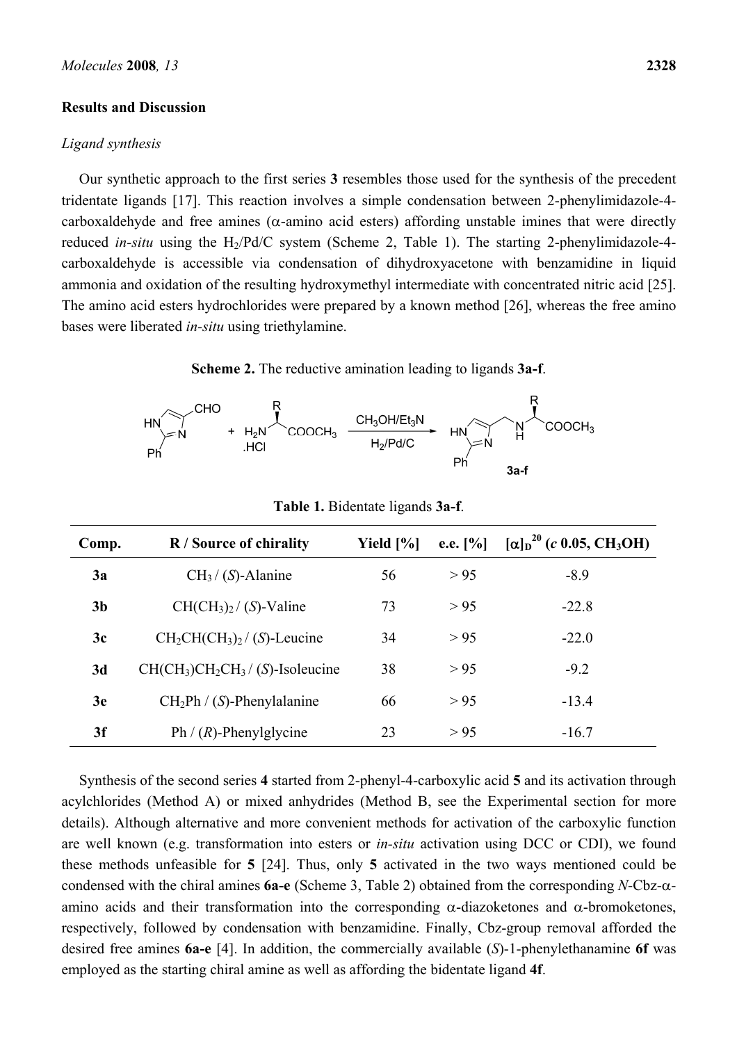## Results and Discussion

### *Ligand synthesis*

Our synthetic approach to the first series **3** resembles those used for the synthesis of the precedent tridentate ligands [17]. This reaction involves a simple condensation between 2-phenylimidazole-4-carboxaldehyde and free amines (α-amino acid esters) affording unstable imines that were directly reduced *in-situ* using the $H_2$/Pd/C system (Scheme 2, Table 1). The starting 2-phenylimidazole-4-carboxaldehyde is accessible via condensation of dihydroxyacetone with benzamidine in liquid ammonia and oxidation of the resulting hydroxymethyl intermediate with concentrated nitric acid [25]. The amino acid esters hydrochlorides were prepared by a known method [26], whereas the free amino bases were liberated *in-situ* using triethylamine.

**Scheme 2.** The reductive amination leading to ligands **3a-f**.

**Table 1.** Bidentate ligands **3a-f**.

| Comp. | R / Source of chirality | Yield [%] | e.e. [%] | $[\alpha]_D^{20}$ (*c* 0.05, $CH_3OH$) |
|---|---|---|---|---|
| **3a** | $CH_3$ / (*S*)-Alanine | 56 | > 95 | -8.9 |
| **3b** | $CH(CH_3)_2$ / (*S*)-Valine | 73 | > 95 | -22.8 |
| **3c** | $CH_2CH(CH_3)_2$ / (*S*)-Leucine | 34 | > 95 | -22.0 |
| **3d** | $CH(CH_3)CH_2CH_3$ / (*S*)-Isoleucine | 38 | > 95 | -9.2 |
| **3e** | $CH_2Ph$ / (*S*)-Phenylalanine | 66 | > 95 | -13.4 |
| **3f** | Ph / (*R*)-Phenylglycine | 23 | > 95 | -16.7 |

Synthesis of the second series **4** started from 2-phenyl-4-carboxylic acid **5** and its activation through acylchlorides (Method A) or mixed anhydrides (Method B, see the Experimental section for more details). Although alternative and more convenient methods for activation of the carboxylic function are well known (e.g. transformation into esters or *in-situ* activation using DCC or CDI), we found these methods unfeasible for **5** [24]. Thus, only **5** activated in the two ways mentioned could be condensed with the chiral amines **6a-e** (Scheme 3, Table 2) obtained from the corresponding *N*-Cbz-α-amino acids and their transformation into the corresponding α-diazoketones and α-bromoketones, respectively, followed by condensation with benzamidine. Finally, Cbz-group removal afforded the desired free amines **6a-e** [4]. In addition, the commercially available (*S*)-1-phenylethanamine **6f** was employed as the starting chiral amine as well as affording the bidentate ligand **4f**.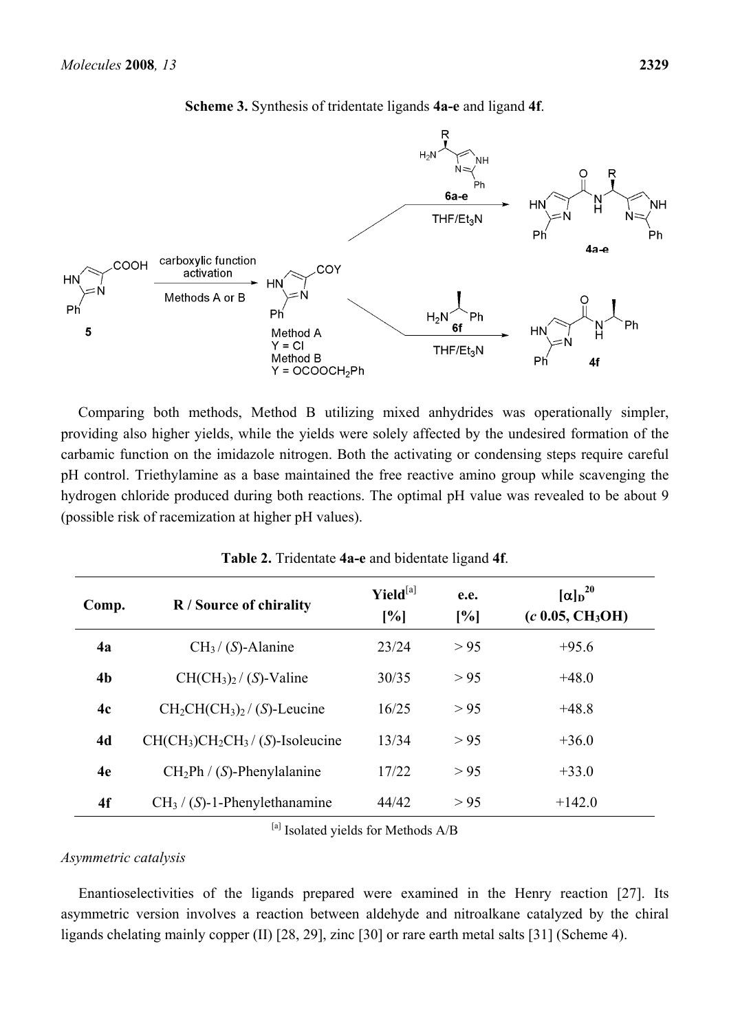**Scheme 3.** Synthesis of tridentate ligands **4a-e** and ligand **4f**.

Comparing both methods, Method B utilizing mixed anhydrides was operationally simpler, providing also higher yields, while the yields were solely affected by the undesired formation of the carbamic function on the imidazole nitrogen. Both the activating or condensing steps require careful pH control. Triethylamine as a base maintained the free reactive amino group while scavenging the hydrogen chloride produced during both reactions. The optimal pH value was revealed to be about 9 (possible risk of racemization at higher pH values).

**Table 2.** Tridentate **4a-e** and bidentate ligand **4f**.

| Comp. | R / Source of chirality | Yield[a] [%] | e.e. [%] | $[\alpha]_D^{20}$ (*c* 0.05, $CH_3OH$) |
|---|---|---|---|---|
| **4a** | $CH_3$ / (*S*)-Alanine | 23/24 | > 95 | +95.6 |
| **4b** | $CH(CH_3)_2$ / (*S*)-Valine | 30/35 | > 95 | +48.0 |
| **4c** | $CH_2CH(CH_3)_2$ / (*S*)-Leucine | 16/25 | > 95 | +48.8 |
| **4d** | $CH(CH_3)CH_2CH_3$ / (*S*)-Isoleucine | 13/34 | > 95 | +36.0 |
| **4e** | $CH_2Ph$ / (*S*)-Phenylalanine | 17/22 | > 95 | +33.0 |
| **4f** | $CH_3$ / (*S*)-1-Phenylethanamine | 44/42 | > 95 | +142.0 |

[a] Isolated yields for Methods A/B

*Asymmetric catalysis*

Enantioselectivities of the ligands prepared were examined in the Henry reaction [27]. Its asymmetric version involves a reaction between aldehyde and nitroalkane catalyzed by the chiral ligands chelating mainly copper (II) [28, 29], zinc [30] or rare earth metal salts [31] (Scheme 4).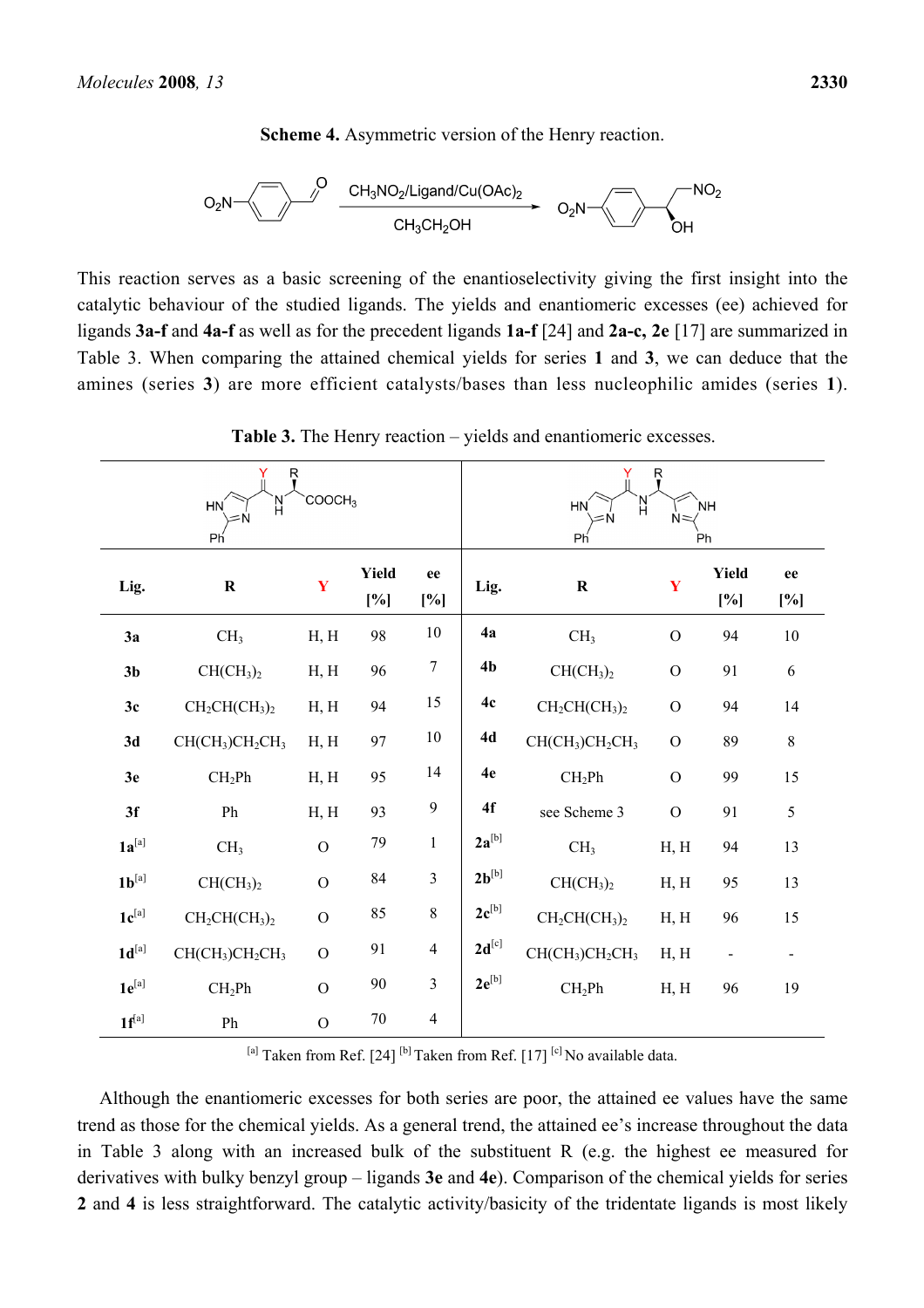**Scheme 4.** Asymmetric version of the Henry reaction.

$$O_2N-C_6H_4-CHO \xrightarrow[CH_3CH_2OH]{CH_3NO_2/\text{Ligand}/Cu(OAc)_2} O_2N-C_6H_4-CH(OH)CH_2NO_2$$

This reaction serves as a basic screening of the enantioselectivity giving the first insight into the catalytic behaviour of the studied ligands. The yields and enantiomeric excesses (ee) achieved for ligands **3a-f** and **4a-f** as well as for the precedent ligands **1a-f** [24] and **2a-c, 2e** [17] are summarized in Table 3. When comparing the attained chemical yields for series **1** and **3**, we can deduce that the amines (series **3**) are more efficient catalysts/bases than less nucleophilic amides (series **1**).

**Table 3.** The Henry reaction – yields and enantiomeric excesses.

| Lig. | R | Y | Yield [%] | ee [%] | Lig. | R | Y | Yield [%] | ee [%] |
|---|---|---|---|---|---|---|---|---|---|
| **3a** | $CH_3$ | H, H | 98 | 10 | **4a** | $CH_3$ | O | 94 | 10 |
| **3b** | $CH(CH_3)_2$ | H, H | 96 | 7 | **4b** | $CH(CH_3)_2$ | O | 91 | 6 |
| **3c** | $CH_2CH(CH_3)_2$ | H, H | 94 | 15 | **4c** | $CH_2CH(CH_3)_2$ | O | 94 | 14 |
| **3d** | $CH(CH_3)CH_2CH_3$ | H, H | 97 | 10 | **4d** | $CH(CH_3)CH_2CH_3$ | O | 89 | 8 |
| **3e** | $CH_2Ph$ | H, H | 95 | 14 | **4e** | $CH_2Ph$ | O | 99 | 15 |
| **3f** | Ph | H, H | 93 | 9 | **4f** | see Scheme 3 | O | 91 | 5 |
| **1a**[a] | $CH_3$ | O | 79 | 1 | **2a**[b] | $CH_3$ | H, H | 94 | 13 |
| **1b**[a] | $CH(CH_3)_2$ | O | 84 | 3 | **2b**[b] | $CH(CH_3)_2$ | H, H | 95 | 13 |
| **1c**[a] | $CH_2CH(CH_3)_2$ | O | 85 | 8 | **2c**[b] | $CH_2CH(CH_3)_2$ | H, H | 96 | 15 |
| **1d**[a] | $CH(CH_3)CH_2CH_3$ | O | 91 | 4 | **2d**[c] | $CH(CH_3)CH_2CH_3$ | H, H | - | - |
| **1e**[a] | $CH_2Ph$ | O | 90 | 3 | **2e**[b] | $CH_2Ph$ | H, H | 96 | 19 |
| **1f**[a] | Ph | O | 70 | 4 | | | | | |

[a] Taken from Ref. [24] [b] Taken from Ref. [17] [c] No available data.

Although the enantiomeric excesses for both series are poor, the attained ee values have the same trend as those for the chemical yields. As a general trend, the attained ee's increase throughout the data in Table 3 along with an increased bulk of the substituent R (e.g. the highest ee measured for derivatives with bulky benzyl group – ligands **3e** and **4e**). Comparison of the chemical yields for series **2** and **4** is less straightforward. The catalytic activity/basicity of the tridentate ligands is most likely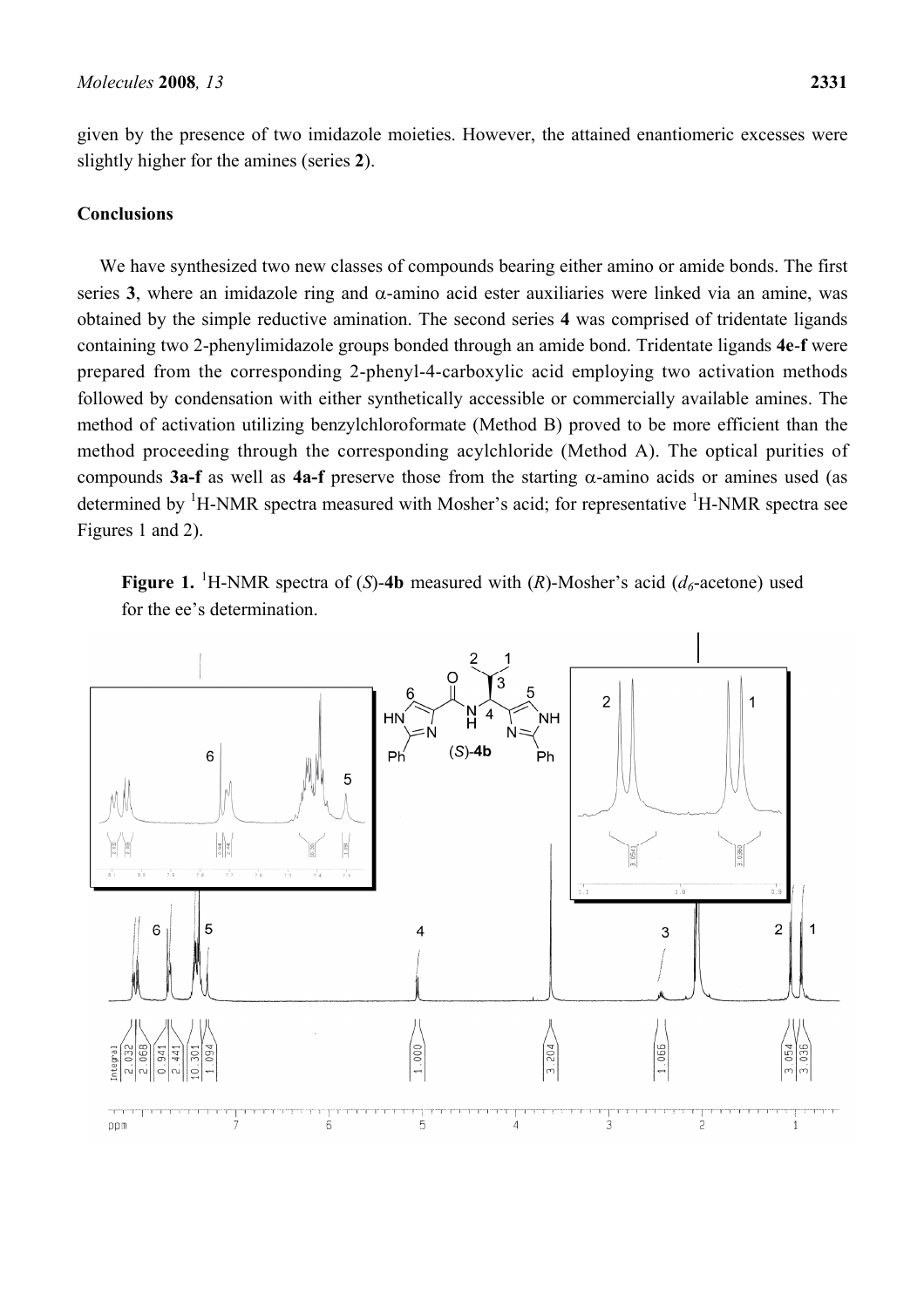given by the presence of two imidazole moieties. However, the attained enantiomeric excesses were slightly higher for the amines (series **2**).

## Conclusions

We have synthesized two new classes of compounds bearing either amino or amide bonds. The first series **3**, where an imidazole ring and α-amino acid ester auxiliaries were linked via an amine, was obtained by the simple reductive amination. The second series **4** was comprised of tridentate ligands containing two 2-phenylimidazole groups bonded through an amide bond. Tridentate ligands **4e-f** were prepared from the corresponding 2-phenyl-4-carboxylic acid employing two activation methods followed by condensation with either synthetically accessible or commercially available amines. The method of activation utilizing benzylchloroformate (Method B) proved to be more efficient than the method proceeding through the corresponding acylchloride (Method A). The optical purities of compounds **3a-f** as well as **4a-f** preserve those from the starting α-amino acids or amines used (as determined by $^1$H-NMR spectra measured with Mosher's acid; for representative $^1$H-NMR spectra see Figures 1 and 2).

**Figure 1.** $^1$H-NMR spectra of (*S*)-**4b** measured with (*R*)-Mosher's acid ($d_6$-acetone) used for the ee's determination.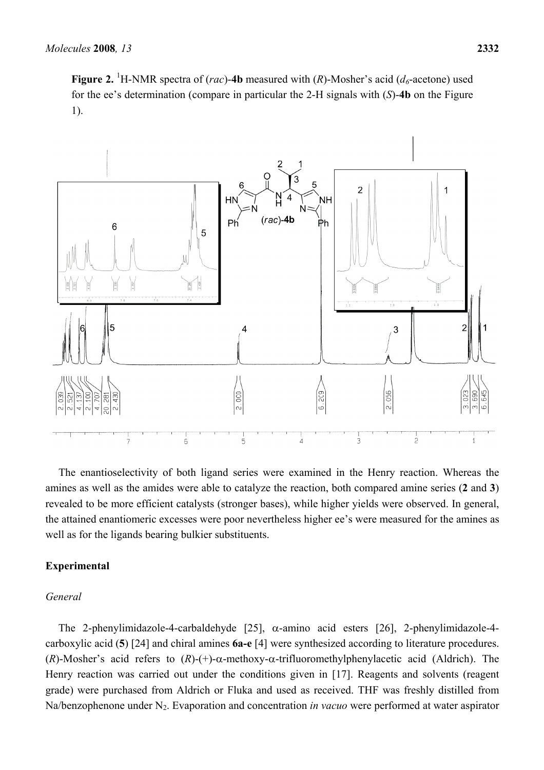**Figure 2.** [1]H-NMR spectra of (*rac*)-**4b** measured with (*R*)-Mosher's acid ($d_6$-acetone) used for the ee's determination (compare in particular the 2-H signals with (*S*)-**4b** on the Figure 1).

The enantioselectivity of both ligand series were examined in the Henry reaction. Whereas the amines as well as the amides were able to catalyze the reaction, both compared amine series (**2** and **3**) revealed to be more efficient catalysts (stronger bases), while higher yields were observed. In general, the attained enantiomeric excesses were poor nevertheless higher ee's were measured for the amines as well as for the ligands bearing bulkier substituents.

## Experimental

### *General*

The 2-phenylimidazole-4-carbaldehyde [25], α-amino acid esters [26], 2-phenylimidazole-4-carboxylic acid (**5**) [24] and chiral amines **6a-e** [4] were synthesized according to literature procedures. (*R*)-Mosher's acid refers to (*R*)-(+)-α-methoxy-α-trifluoromethylphenylacetic acid (Aldrich). The Henry reaction was carried out under the conditions given in [17]. Reagents and solvents (reagent grade) were purchased from Aldrich or Fluka and used as received. THF was freshly distilled from Na/benzophenone under $N_2$. Evaporation and concentration *in vacuo* were performed at water aspirator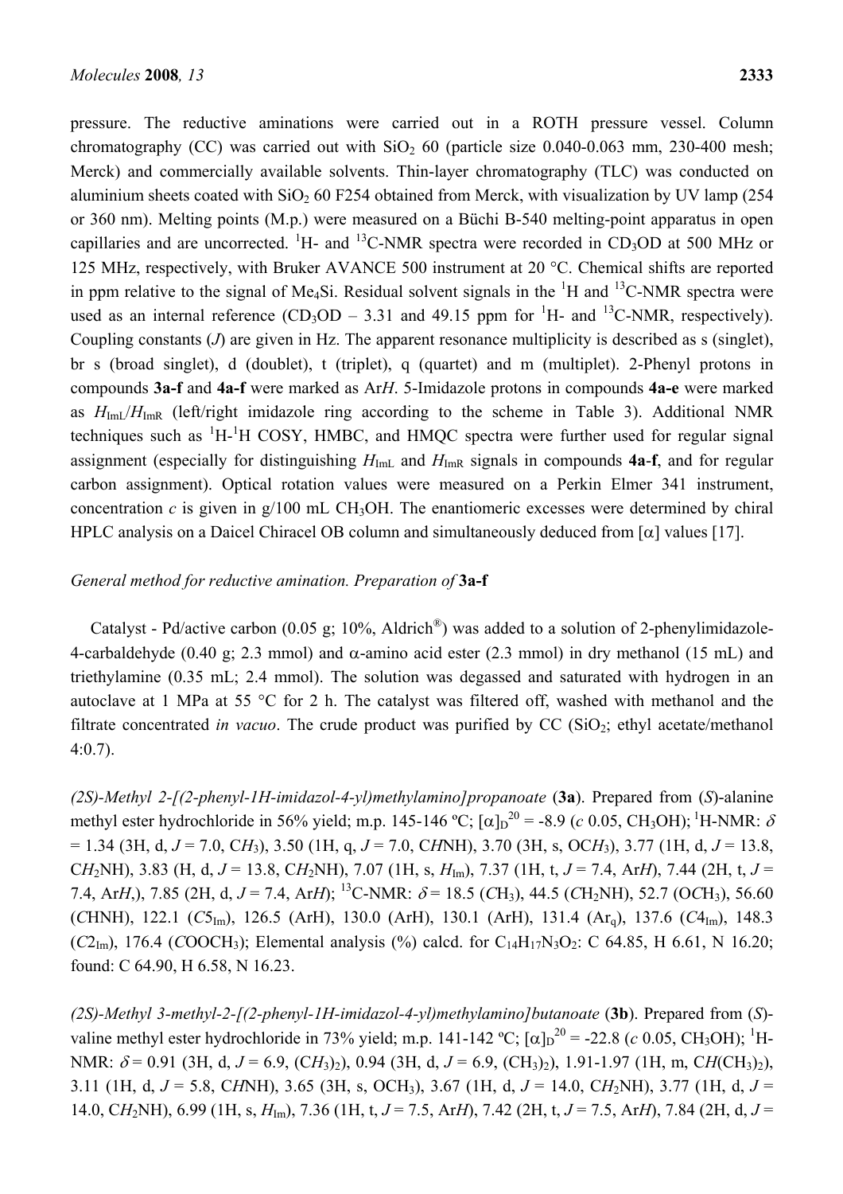pressure. The reductive aminations were carried out in a ROTH pressure vessel. Column chromatography (CC) was carried out with $SiO_2$ 60 (particle size 0.040-0.063 mm, 230-400 mesh; Merck) and commercially available solvents. Thin-layer chromatography (TLC) was conducted on aluminium sheets coated with $SiO_2$ 60 F254 obtained from Merck, with visualization by UV lamp (254 or 360 nm). Melting points (M.p.) were measured on a Büchi B-540 melting-point apparatus in open capillaries and are uncorrected. $^1$H- and $^{13}$C-NMR spectra were recorded in $CD_3OD$ at 500 MHz or 125 MHz, respectively, with Bruker AVANCE 500 instrument at 20 °C. Chemical shifts are reported in ppm relative to the signal of $Me_4Si$. Residual solvent signals in the $^1$H and $^{13}$C-NMR spectra were used as an internal reference ($CD_3OD$ – 3.31 and 49.15 ppm for $^1$H- and $^{13}$C-NMR, respectively). Coupling constants (*J*) are given in Hz. The apparent resonance multiplicity is described as s (singlet), br s (broad singlet), d (doublet), t (triplet), q (quartet) and m (multiplet). 2-Phenyl protons in compounds **3a-f** and **4a-f** were marked as Ar*H*. 5-Imidazole protons in compounds **4a-e** were marked as $H_{ImL}$/$H_{ImR}$ (left/right imidazole ring according to the scheme in Table 3). Additional NMR techniques such as $^1$H-$^1$H COSY, HMBC, and HMQC spectra were further used for regular signal assignment (especially for distinguishing $H_{ImL}$ and $H_{ImR}$ signals in compounds **4a-f**, and for regular carbon assignment). Optical rotation values were measured on a Perkin Elmer 341 instrument, concentration *c* is given in g/100 mL $CH_3OH$. The enantiomeric excesses were determined by chiral HPLC analysis on a Daicel Chiracel OB column and simultaneously deduced from [α] values [17].

*General method for reductive amination. Preparation of* **3a-f**

Catalyst - Pd/active carbon (0.05 g; 10%, Aldrich®) was added to a solution of 2-phenylimidazole-4-carbaldehyde (0.40 g; 2.3 mmol) and α-amino acid ester (2.3 mmol) in dry methanol (15 mL) and triethylamine (0.35 mL; 2.4 mmol). The solution was degassed and saturated with hydrogen in an autoclave at 1 MPa at 55 °C for 2 h. The catalyst was filtered off, washed with methanol and the filtrate concentrated *in vacuo*. The crude product was purified by CC ($SiO_2$; ethyl acetate/methanol 4:0.7).

*(2S)-Methyl 2-[(2-phenyl-1H-imidazol-4-yl)methylamino]propanoate* (**3a**). Prepared from (*S*)-alanine methyl ester hydrochloride in 56% yield; m.p. 145-146 ºC; $[\alpha]_D^{20}$ = -8.9 (*c* 0.05, $CH_3OH$); $^1$H-NMR: $\delta$ = 1.34 (3H, d, *J* = 7.0, C$H_3$), 3.50 (1H, q, *J* = 7.0, C*H*NH), 3.70 (3H, s, OC$H_3$), 3.77 (1H, d, *J* = 13.8, C$H_2$NH), 3.83 (H, d, *J* = 13.8, C$H_2$NH), 7.07 (1H, s, $H_{Im}$), 7.37 (1H, t, *J* = 7.4, Ar*H*), 7.44 (2H, t, *J* = 7.4, Ar*H*,), 7.85 (2H, d, *J* = 7.4, Ar*H*); $^{13}$C-NMR: $\delta$ = 18.5 (*C*$H_3$), 44.5 (*C*$H_2$NH), 52.7 (O*C*$H_3$), 56.60 (*C*HNH), 122.1 ($C5_{Im}$), 126.5 (ArH), 130.0 (ArH), 130.1 (ArH), 131.4 ($Ar_q$), 137.6 ($C4_{Im}$), 148.3 ($C2_{Im}$), 176.4 (*C*OOC$H_3$); Elemental analysis (%) calcd. for $C_{14}H_{17}N_3O_2$: C 64.85, H 6.61, N 16.20; found: C 64.90, H 6.58, N 16.23.

*(2S)-Methyl 3-methyl-2-[(2-phenyl-1H-imidazol-4-yl)methylamino]butanoate* (**3b**). Prepared from (*S*)-valine methyl ester hydrochloride in 73% yield; m.p. 141-142 ºC; $[\alpha]_D^{20}$ = -22.8 (*c* 0.05, $CH_3OH$); $^1$H-NMR: $\delta$ = 0.91 (3H, d, *J* = 6.9, (C$H_3$)$_2$), 0.94 (3H, d, *J* = 6.9, (C$H_3$)$_2$), 1.91-1.97 (1H, m, C*H*(C$H_3$)$_2$), 3.11 (1H, d, *J* = 5.8, C*H*NH), 3.65 (3H, s, OC$H_3$), 3.67 (1H, d, *J* = 14.0, C$H_2$NH), 3.77 (1H, d, *J* = 14.0, C$H_2$NH), 6.99 (1H, s, $H_{Im}$), 7.36 (1H, t, *J* = 7.5, Ar*H*), 7.42 (2H, t, *J* = 7.5, Ar*H*), 7.84 (2H, d, *J* =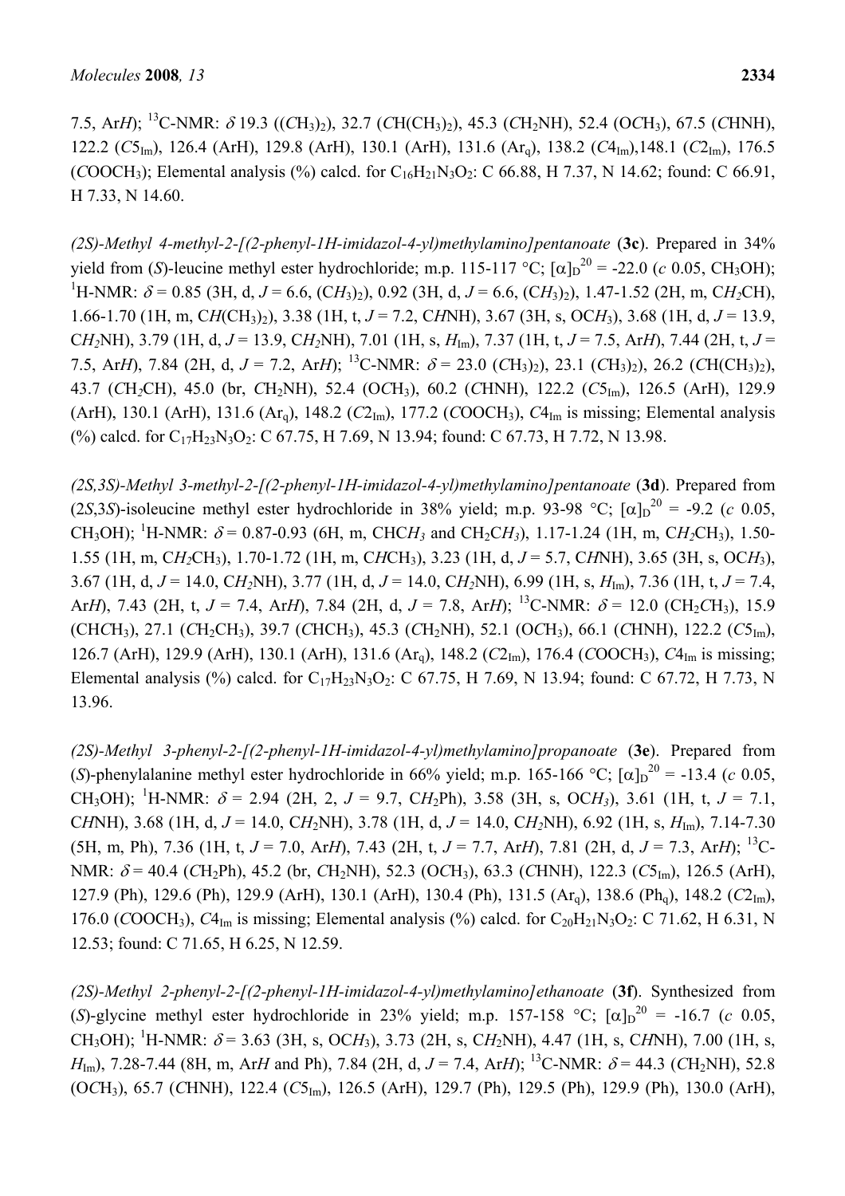7.5, Ar*H*); $^{13}$C-NMR: $\delta$ 19.3 ((*C*H$_3$)$_2$), 32.7 (*C*H(CH$_3$)$_2$), 45.3 (*C*H$_2$NH), 52.4 (O*C*H$_3$), 67.5 (*C*HNH), 122.2 (*C*5$_{Im}$), 126.4 (ArH), 129.8 (ArH), 130.1 (ArH), 131.6 (Ar$_q$), 138.2 (*C*4$_{Im}$),148.1 (*C*2$_{Im}$), 176.5 (*C*OOCH$_3$); Elemental analysis (%) calcd. for $C_{16}H_{21}N_3O_2$: C 66.88, H 7.37, N 14.62; found: C 66.91, H 7.33, N 14.60.

*(2S)-Methyl 4-methyl-2-[(2-phenyl-1H-imidazol-4-yl)methylamino]pentanoate* (**3c**). Prepared in 34% yield from (*S*)-leucine methyl ester hydrochloride; m.p. 115-117 °C; $[\alpha]_D^{20}$ = -22.0 (*c* 0.05, CH$_3$OH); $^1$H-NMR: $\delta$ = 0.85 (3H, d, *J* = 6.6, (C*H*$_3$)$_2$), 0.92 (3H, d, *J* = 6.6, (C*H*$_3$)$_2$), 1.47-1.52 (2H, m, C*H*$_2$CH), 1.66-1.70 (1H, m, C*H*(CH$_3$)$_2$), 3.38 (1H, t, *J* = 7.2, C*H*NH), 3.67 (3H, s, OC*H*$_3$), 3.68 (1H, d, *J* = 13.9, C*H*$_2$NH), 3.79 (1H, d, *J* = 13.9, C*H*$_2$NH), 7.01 (1H, s, *H*$_{Im}$), 7.37 (1H, t, *J* = 7.5, Ar*H*), 7.44 (2H, t, *J* = 7.5, Ar*H*), 7.84 (2H, d, *J* = 7.2, Ar*H*); $^{13}$C-NMR: $\delta$ = 23.0 (*C*H$_3$)$_2$), 23.1 (*C*H$_3$)$_2$), 26.2 (*C*H(CH$_3$)$_2$), 43.7 (*C*H$_2$CH), 45.0 (br, *C*H$_2$NH), 52.4 (O*C*H$_3$), 60.2 (*C*HNH), 122.2 (*C*5$_{Im}$), 126.5 (ArH), 129.9 (ArH), 130.1 (ArH), 131.6 (Ar$_q$), 148.2 (*C*2$_{Im}$), 177.2 (*C*OOCH$_3$), *C*4$_{Im}$ is missing; Elemental analysis (%) calcd. for $C_{17}H_{23}N_3O_2$: C 67.75, H 7.69, N 13.94; found: C 67.73, H 7.72, N 13.98.

*(2S,3S)-Methyl 3-methyl-2-[(2-phenyl-1H-imidazol-4-yl)methylamino]pentanoate* (**3d**). Prepared from (2*S*,3*S*)-isoleucine methyl ester hydrochloride in 38% yield; m.p. 93-98 °C; $[\alpha]_D^{20}$ = -9.2 (*c* 0.05, CH$_3$OH); $^1$H-NMR: $\delta$ = 0.87-0.93 (6H, m, CHC*H*$_3$ and CH$_2$C*H*$_3$), 1.17-1.24 (1H, m, C*H*$_2$CH$_3$), 1.50-1.55 (1H, m, C*H*$_2$CH$_3$), 1.70-1.72 (1H, m, C*H*CH$_3$), 3.23 (1H, d, *J* = 5.7, C*H*NH), 3.65 (3H, s, OC*H*$_3$), 3.67 (1H, d, *J* = 14.0, C*H*$_2$NH), 3.77 (1H, d, *J* = 14.0, C*H*$_2$NH), 6.99 (1H, s, *H*$_{Im}$), 7.36 (1H, t, *J* = 7.4, Ar*H*), 7.43 (2H, t, *J* = 7.4, Ar*H*), 7.84 (2H, d, *J* = 7.8, Ar*H*); $^{13}$C-NMR: $\delta$ = 12.0 (CH$_2$*C*H$_3$), 15.9 (CH*C*H$_3$), 27.1 (*C*H$_2$CH$_3$), 39.7 (*C*HCH$_3$), 45.3 (*C*H$_2$NH), 52.1 (O*C*H$_3$), 66.1 (*C*HNH), 122.2 (*C*5$_{Im}$), 126.7 (ArH), 129.9 (ArH), 130.1 (ArH), 131.6 (Ar$_q$), 148.2 (*C*2$_{Im}$), 176.4 (*C*OOCH$_3$), *C*4$_{Im}$ is missing; Elemental analysis (%) calcd. for $C_{17}H_{23}N_3O_2$: C 67.75, H 7.69, N 13.94; found: C 67.72, H 7.73, N 13.96.

*(2S)-Methyl 3-phenyl-2-[(2-phenyl-1H-imidazol-4-yl)methylamino]propanoate* (**3e**). Prepared from (*S*)-phenylalanine methyl ester hydrochloride in 66% yield; m.p. 165-166 °C; $[\alpha]_D^{20}$ = -13.4 (*c* 0.05, CH$_3$OH); $^1$H-NMR: $\delta$ = 2.94 (2H, 2, *J* = 9.7, C*H*$_2$Ph), 3.58 (3H, s, OC*H*$_3$), 3.61 (1H, t, *J* = 7.1, C*H*NH), 3.68 (1H, d, *J* = 14.0, C*H*$_2$NH), 3.78 (1H, d, *J* = 14.0, C*H*$_2$NH), 6.92 (1H, s, *H*$_{Im}$), 7.14-7.30 (5H, m, Ph), 7.36 (1H, t, *J* = 7.0, Ar*H*), 7.43 (2H, t, *J* = 7.7, Ar*H*), 7.81 (2H, d, *J* = 7.3, Ar*H*); $^{13}$C-NMR: $\delta$ = 40.4 (*C*H$_2$Ph), 45.2 (br, *C*H$_2$NH), 52.3 (O*C*H$_3$), 63.3 (*C*HNH), 122.3 (*C*5$_{Im}$), 126.5 (ArH), 127.9 (Ph), 129.6 (Ph), 129.9 (ArH), 130.1 (ArH), 130.4 (Ph), 131.5 (Ar$_q$), 138.6 (Ph$_q$), 148.2 (*C*2$_{Im}$), 176.0 (*C*OOCH$_3$), *C*4$_{Im}$ is missing; Elemental analysis (%) calcd. for $C_{20}H_{21}N_3O_2$: C 71.62, H 6.31, N 12.53; found: C 71.65, H 6.25, N 12.59.

*(2S)-Methyl 2-phenyl-2-[(2-phenyl-1H-imidazol-4-yl)methylamino]ethanoate* (**3f**). Synthesized from (*S*)-glycine methyl ester hydrochloride in 23% yield; m.p. 157-158 °C; $[\alpha]_D^{20}$ = -16.7 (*c* 0.05, CH$_3$OH); $^1$H-NMR: $\delta$ = 3.63 (3H, s, OC*H*$_3$), 3.73 (2H, s, C*H*$_2$NH), 4.47 (1H, s, C*H*NH), 7.00 (1H, s, *H*$_{Im}$), 7.28-7.44 (8H, m, Ar*H* and Ph), 7.84 (2H, d, *J* = 7.4, Ar*H*); $^{13}$C-NMR: $\delta$ = 44.3 (*C*H$_2$NH), 52.8 (O*C*H$_3$), 65.7 (*C*HNH), 122.4 (*C*5$_{Im}$), 126.5 (ArH), 129.7 (Ph), 129.5 (Ph), 129.9 (Ph), 130.0 (ArH),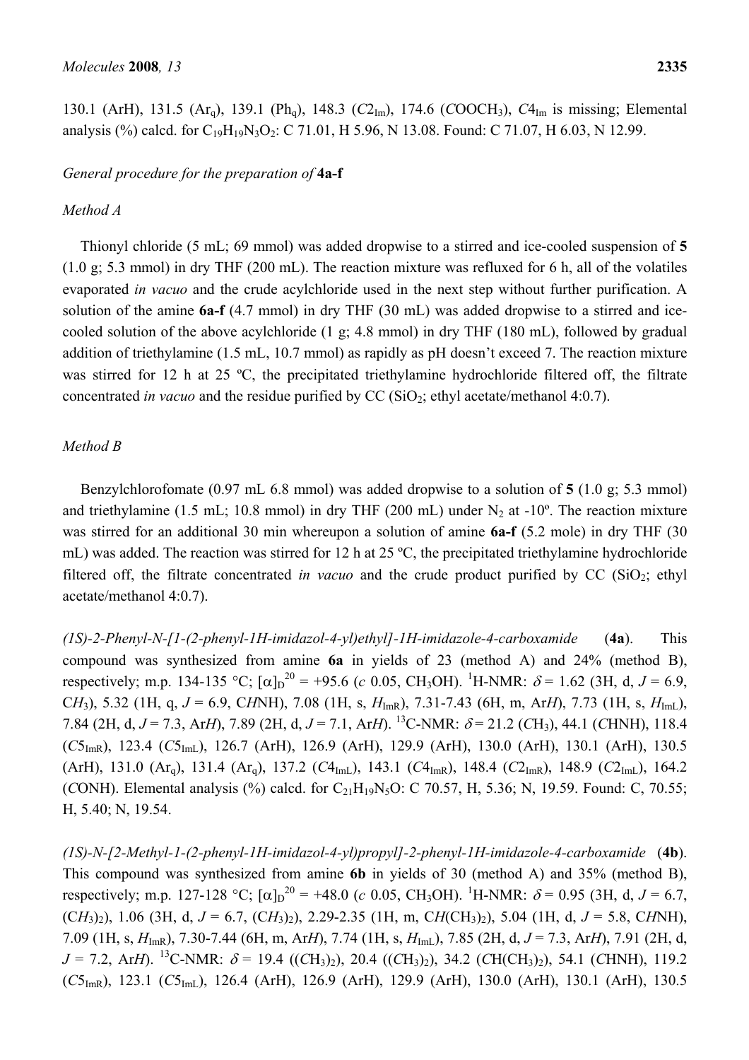130.1 (ArH), 131.5 ($Ar_q$), 139.1 ($Ph_q$), 148.3 ($C2_{Im}$), 174.6 ($COOCH_3$), $C4_{Im}$ is missing; Elemental analysis (%) calcd. for $C_{19}H_{19}N_3O_2$: C 71.01, H 5.96, N 13.08. Found: C 71.07, H 6.03, N 12.99.

*General procedure for the preparation of* **4a-f**

*Method A*

Thionyl chloride (5 mL; 69 mmol) was added dropwise to a stirred and ice-cooled suspension of **5** (1.0 g; 5.3 mmol) in dry THF (200 mL). The reaction mixture was refluxed for 6 h, all of the volatiles evaporated *in vacuo* and the crude acylchloride used in the next step without further purification. A solution of the amine **6a-f** (4.7 mmol) in dry THF (30 mL) was added dropwise to a stirred and ice-cooled solution of the above acylchloride (1 g; 4.8 mmol) in dry THF (180 mL), followed by gradual addition of triethylamine (1.5 mL, 10.7 mmol) as rapidly as pH doesn't exceed 7. The reaction mixture was stirred for 12 h at 25 ºC, the precipitated triethylamine hydrochloride filtered off, the filtrate concentrated *in vacuo* and the residue purified by CC ($SiO_2$; ethyl acetate/methanol 4:0.7).

*Method B*

Benzylchlorofomate (0.97 mL 6.8 mmol) was added dropwise to a solution of **5** (1.0 g; 5.3 mmol) and triethylamine (1.5 mL; 10.8 mmol) in dry THF (200 mL) under $N_2$ at -10º. The reaction mixture was stirred for an additional 30 min whereupon a solution of amine **6a-f** (5.2 mole) in dry THF (30 mL) was added. The reaction was stirred for 12 h at 25 ºC, the precipitated triethylamine hydrochloride filtered off, the filtrate concentrated *in vacuo* and the crude product purified by CC ($SiO_2$; ethyl acetate/methanol 4:0.7).

*(1S)-2-Phenyl-N-[1-(2-phenyl-1H-imidazol-4-yl)ethyl]-1H-imidazole-4-carboxamide* (**4a**). This compound was synthesized from amine **6a** in yields of 23 (method A) and 24% (method B), respectively; m.p. 134-135 °C; $[\alpha]_D^{20}$ = +95.6 (*c* 0.05, $CH_3OH$). $^1$H-NMR: $\delta$ = 1.62 (3H, d, $J$ = 6.9, C$H_3$), 5.32 (1H, q, $J$ = 6.9, C$H$NH), 7.08 (1H, s, $H_{ImR}$), 7.31-7.43 (6H, m, Ar$H$), 7.73 (1H, s, $H_{ImL}$), 7.84 (2H, d, $J$ = 7.3, Ar$H$), 7.89 (2H, d, $J$ = 7.1, Ar$H$). $^{13}$C-NMR: $\delta$ = 21.2 ($C$H$_3$), 44.1 ($C$HNH), 118.4 ($C5_{ImR}$), 123.4 ($C5_{ImL}$), 126.7 (ArH), 126.9 (ArH), 129.9 (ArH), 130.0 (ArH), 130.1 (ArH), 130.5 (ArH), 131.0 ($Ar_q$), 131.4 ($Ar_q$), 137.2 ($C4_{ImL}$), 143.1 ($C4_{ImR}$), 148.4 ($C2_{ImR}$), 148.9 ($C2_{ImL}$), 164.2 ($C$ONH). Elemental analysis (%) calcd. for $C_{21}H_{19}N_5O$: C 70.57, H, 5.36; N, 19.59. Found: C, 70.55; H, 5.40; N, 19.54.

*(1S)-N-[2-Methyl-1-(2-phenyl-1H-imidazol-4-yl)propyl]-2-phenyl-1H-imidazole-4-carboxamide* (**4b**). This compound was synthesized from amine **6b** in yields of 30 (method A) and 35% (method B), respectively; m.p. 127-128 °C; $[\alpha]_D^{20}$ = +48.0 (*c* 0.05, $CH_3OH$). $^1$H-NMR: $\delta$ = 0.95 (3H, d, $J$ = 6.7, (C$H_3$)$_2$), 1.06 (3H, d, $J$ = 6.7, (C$H_3$)$_2$), 2.29-2.35 (1H, m, C$H$(CH$_3$)$_2$), 5.04 (1H, d, $J$ = 5.8, C$H$NH), 7.09 (1H, s, $H_{ImR}$), 7.30-7.44 (6H, m, Ar$H$), 7.74 (1H, s, $H_{ImL}$), 7.85 (2H, d, $J$ = 7.3, Ar$H$), 7.91 (2H, d, $J$ = 7.2, Ar$H$). $^{13}$C-NMR: $\delta$ = 19.4 (($C$H$_3$)$_2$), 20.4 (($C$H$_3$)$_2$), 34.2 ($C$H(CH$_3$)$_2$), 54.1 ($C$HNH), 119.2 ($C5_{ImR}$), 123.1 ($C5_{ImL}$), 126.4 (ArH), 126.9 (ArH), 129.9 (ArH), 130.0 (ArH), 130.1 (ArH), 130.5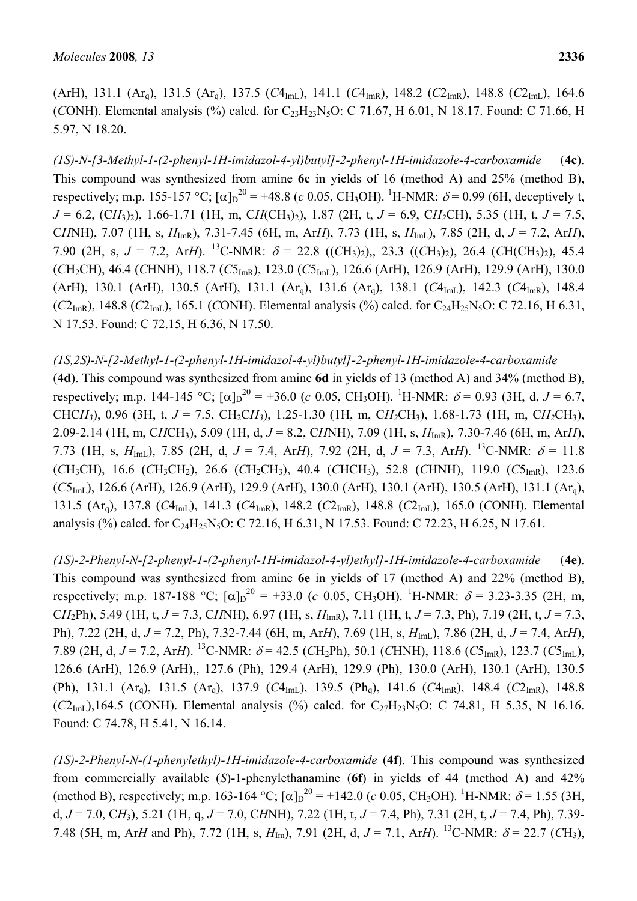(ArH), 131.1 ($Ar_q$), 131.5 ($Ar_q$), 137.5 ($C4_{ImL}$), 141.1 ($C4_{ImR}$), 148.2 ($C2_{ImR}$), 148.8 ($C2_{ImL}$), 164.6 (*C*ONH). Elemental analysis (%) calcd. for $C_{23}H_{23}N_5O$: C 71.67, H 6.01, N 18.17. Found: C 71.66, H 5.97, N 18.20.

*(1S)-N-[3-Methyl-1-(2-phenyl-1H-imidazol-4-yl)butyl]-2-phenyl-1H-imidazole-4-carboxamide* (**4c**). This compound was synthesized from amine **6c** in yields of 16 (method A) and 25% (method B), respectively; m.p. 155-157 °C; $[\alpha]_D^{20}$ = +48.8 (*c* 0.05, $CH_3OH$). $^1$H-NMR: $\delta$ = 0.99 (6H, deceptively t, *J* = 6.2, $(CH_3)_2$), 1.66-1.71 (1H, m, C*H*$(CH_3)_2$), 1.87 (2H, t, *J* = 6.9, C$H_2$CH), 5.35 (1H, t, *J* = 7.5, C*H*NH), 7.07 (1H, s, $H_{ImR}$), 7.31-7.45 (6H, m, Ar*H*), 7.73 (1H, s, $H_{ImL}$), 7.85 (2H, d, *J* = 7.2, Ar*H*), 7.90 (2H, s, *J* = 7.2, Ar*H*). $^{13}$C-NMR: $\delta$ = 22.8 ($(CH_3)_2$),, 23.3 ($(CH_3)_2$), 26.4 (*C*H$(CH_3)_2$), 45.4 (*C*$H_2$CH), 46.4 (*C*HNH), 118.7 ($C5_{ImR}$), 123.0 ($C5_{ImL}$), 126.6 (ArH), 126.9 (ArH), 129.9 (ArH), 130.0 (ArH), 130.1 (ArH), 130.5 (ArH), 131.1 ($Ar_q$), 131.6 ($Ar_q$), 138.1 ($C4_{ImL}$), 142.3 ($C4_{ImR}$), 148.4 ($C2_{ImR}$), 148.8 ($C2_{ImL}$), 165.1 (*C*ONH). Elemental analysis (%) calcd. for $C_{24}H_{25}N_5O$: C 72.16, H 6.31, N 17.53. Found: C 72.15, H 6.36, N 17.50.

*(1S,2S)-N-[2-Methyl-1-(2-phenyl-1H-imidazol-4-yl)butyl]-2-phenyl-1H-imidazole-4-carboxamide* (**4d**). This compound was synthesized from amine **6d** in yields of 13 (method A) and 34% (method B), respectively; m.p. 144-145 °C; $[\alpha]_D^{20}$ = +36.0 (*c* 0.05, $CH_3OH$). $^1$H-NMR: $\delta$ = 0.93 (3H, d, *J* = 6.7, CHC$H_3$), 0.96 (3H, t, *J* = 7.5, $CH_2$C$H_3$), 1.25-1.30 (1H, m, C$H_2$$CH_3$), 1.68-1.73 (1H, m, C$H_2$$CH_3$), 2.09-2.14 (1H, m, C*H*$CH_3$), 5.09 (1H, d, *J* = 8.2, C*H*NH), 7.09 (1H, s, $H_{ImR}$), 7.30-7.46 (6H, m, Ar*H*), 7.73 (1H, s, $H_{ImL}$), 7.85 (2H, d, *J* = 7.4, Ar*H*), 7.92 (2H, d, *J* = 7.3, Ar*H*). $^{13}$C-NMR: $\delta$ = 11.8 (*C*$H_3$CH), 16.6 (*C*$H_3$$CH_2$), 26.6 (*C*$H_2$$CH_3$), 40.4 (*C*H$CH_3$), 52.8 (*C*HNH), 119.0 ($C5_{ImR}$), 123.6 ($C5_{ImL}$), 126.6 (ArH), 126.9 (ArH), 129.9 (ArH), 130.0 (ArH), 130.1 (ArH), 130.5 (ArH), 131.1 ($Ar_q$), 131.5 ($Ar_q$), 137.8 ($C4_{ImL}$), 141.3 ($C4_{ImR}$), 148.2 ($C2_{ImR}$), 148.8 ($C2_{ImL}$), 165.0 (*C*ONH). Elemental analysis (%) calcd. for $C_{24}H_{25}N_5O$: C 72.16, H 6.31, N 17.53. Found: C 72.23, H 6.25, N 17.61.

*(1S)-2-Phenyl-N-[2-phenyl-1-(2-phenyl-1H-imidazol-4-yl)ethyl]-1H-imidazole-4-carboxamide* (**4e**). This compound was synthesized from amine **6e** in yields of 17 (method A) and 22% (method B), respectively; m.p. 187-188 °C; $[\alpha]_D^{20}$ = +33.0 (*c* 0.05, $CH_3OH$). $^1$H-NMR: $\delta$ = 3.23-3.35 (2H, m, C$H_2$Ph), 5.49 (1H, t, *J* = 7.3, C*H*NH), 6.97 (1H, s, $H_{ImR}$), 7.11 (1H, t, *J* = 7.3, Ph), 7.19 (2H, t, *J* = 7.3, Ph), 7.22 (2H, d, *J* = 7.2, Ph), 7.32-7.44 (6H, m, Ar*H*), 7.69 (1H, s, $H_{ImL}$), 7.86 (2H, d, *J* = 7.4, Ar*H*), 7.89 (2H, d, *J* = 7.2, Ar*H*). $^{13}$C-NMR: $\delta$ = 42.5 (*C*$H_2$Ph), 50.1 (*C*HNH), 118.6 ($C5_{ImR}$), 123.7 ($C5_{ImL}$), 126.6 (ArH), 126.9 (ArH),, 127.6 (Ph), 129.4 (ArH), 129.9 (Ph), 130.0 (ArH), 130.1 (ArH), 130.5 (Ph), 131.1 ($Ar_q$), 131.5 ($Ar_q$), 137.9 ($C4_{ImL}$), 139.5 ($Ph_q$), 141.6 ($C4_{ImR}$), 148.4 ($C2_{ImR}$), 148.8 ($C2_{ImL}$),164.5 (*C*ONH). Elemental analysis (%) calcd. for $C_{27}H_{23}N_5O$: C 74.81, H 5.35, N 16.16. Found: C 74.78, H 5.41, N 16.14.

*(1S)-2-Phenyl-N-(1-phenylethyl)-1H-imidazole-4-carboxamide* (**4f**). This compound was synthesized from commercially available (*S*)-1-phenylethanamine (**6f**) in yields of 44 (method A) and 42% (method B), respectively; m.p. 163-164 °C; $[\alpha]_D^{20}$ = +142.0 (*c* 0.05, $CH_3OH$). $^1$H-NMR: $\delta$ = 1.55 (3H, d, *J* = 7.0, C$H_3$), 5.21 (1H, q, *J* = 7.0, C*H*NH), 7.22 (1H, t, *J* = 7.4, Ph), 7.31 (2H, t, *J* = 7.4, Ph), 7.39-7.48 (5H, m, Ar*H* and Ph), 7.72 (1H, s, $H_{Im}$), 7.91 (2H, d, *J* = 7.1, Ar*H*). $^{13}$C-NMR: $\delta$ = 22.7 (*C*$H_3$),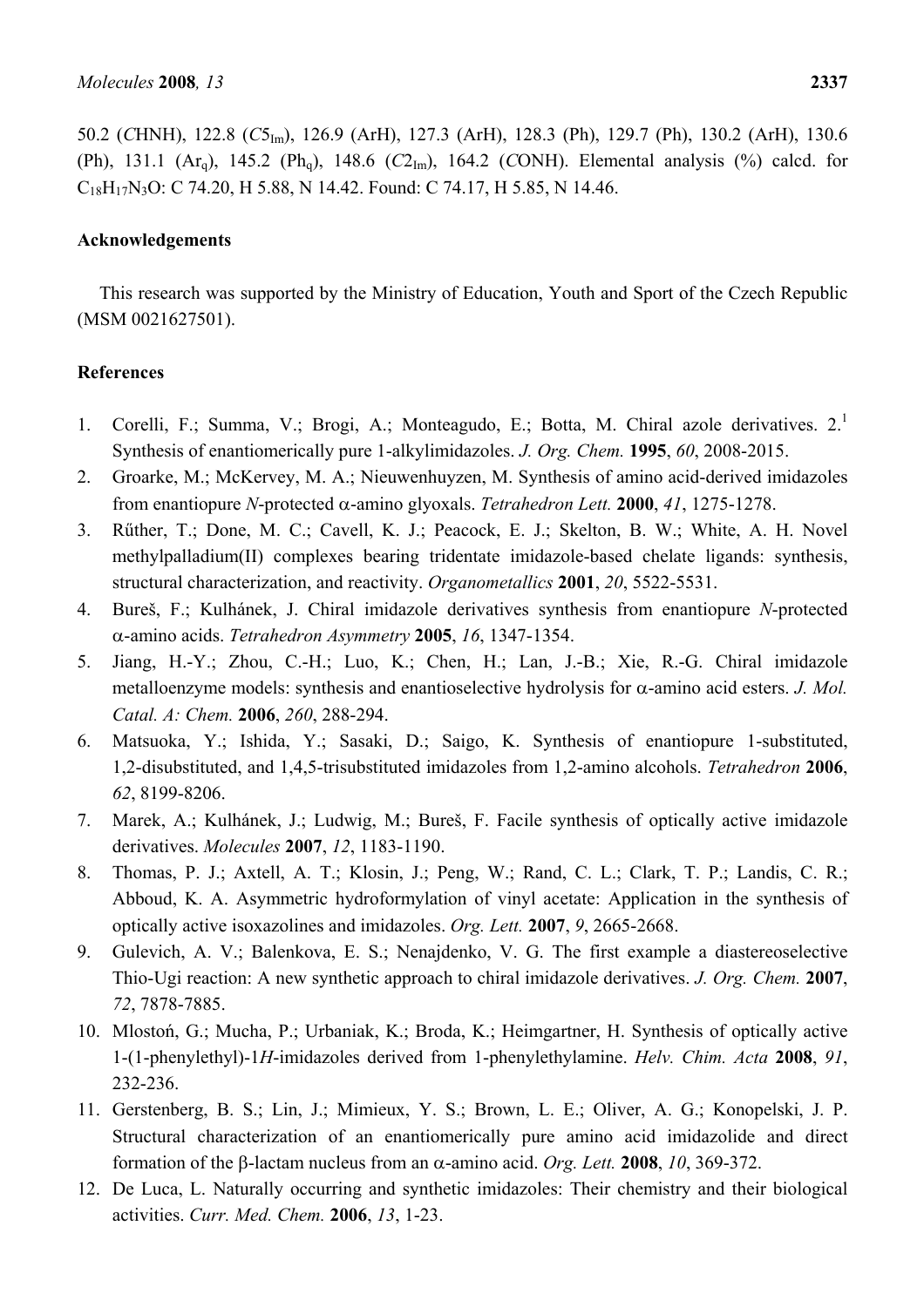50.2 (*C*HNH), 122.8 ($C5_{Im}$), 126.9 (ArH), 127.3 (ArH), 128.3 (Ph), 129.7 (Ph), 130.2 (ArH), 130.6 (Ph), 131.1 ($Ar_q$), 145.2 ($Ph_q$), 148.6 ($C2_{Im}$), 164.2 (*C*ONH). Elemental analysis (%) calcd. for $C_{18}H_{17}N_3O$: C 74.20, H 5.88, N 14.42. Found: C 74.17, H 5.85, N 14.46.

## Acknowledgements

This research was supported by the Ministry of Education, Youth and Sport of the Czech Republic (MSM 0021627501).

## References

1. Corelli, F.; Summa, V.; Brogi, A.; Monteagudo, E.; Botta, M. Chiral azole derivatives. 2.[1] Synthesis of enantiomerically pure 1-alkylimidazoles. *J. Org. Chem.* **1995**, *60*, 2008-2015.
2. Groarke, M.; McKervey, M. A.; Nieuwenhuyzen, M. Synthesis of amino acid-derived imidazoles from enantiopure *N*-protected α-amino glyoxals. *Tetrahedron Lett.* **2000**, *41*, 1275-1278.
3. Rűther, T.; Done, M. C.; Cavell, K. J.; Peacock, E. J.; Skelton, B. W.; White, A. H. Novel methylpalladium(II) complexes bearing tridentate imidazole-based chelate ligands: synthesis, structural characterization, and reactivity. *Organometallics* **2001**, *20*, 5522-5531.
4. Bureš, F.; Kulhánek, J. Chiral imidazole derivatives synthesis from enantiopure *N*-protected α-amino acids. *Tetrahedron Asymmetry* **2005**, *16*, 1347-1354.
5. Jiang, H.-Y.; Zhou, C.-H.; Luo, K.; Chen, H.; Lan, J.-B.; Xie, R.-G. Chiral imidazole metalloenzyme models: synthesis and enantioselective hydrolysis for α-amino acid esters. *J. Mol. Catal. A: Chem.* **2006**, *260*, 288-294.
6. Matsuoka, Y.; Ishida, Y.; Sasaki, D.; Saigo, K. Synthesis of enantiopure 1-substituted, 1,2-disubstituted, and 1,4,5-trisubstituted imidazoles from 1,2-amino alcohols. *Tetrahedron* **2006**, *62*, 8199-8206.
7. Marek, A.; Kulhánek, J.; Ludwig, M.; Bureš, F. Facile synthesis of optically active imidazole derivatives. *Molecules* **2007**, *12*, 1183-1190.
8. Thomas, P. J.; Axtell, A. T.; Klosin, J.; Peng, W.; Rand, C. L.; Clark, T. P.; Landis, C. R.; Abboud, K. A. Asymmetric hydroformylation of vinyl acetate: Application in the synthesis of optically active isoxazolines and imidazoles. *Org. Lett.* **2007**, *9*, 2665-2668.
9. Gulevich, A. V.; Balenkova, E. S.; Nenajdenko, V. G. The first example a diastereoselective Thio-Ugi reaction: A new synthetic approach to chiral imidazole derivatives. *J. Org. Chem.* **2007**, *72*, 7878-7885.
10. Mlostoń, G.; Mucha, P.; Urbaniak, K.; Broda, K.; Heimgartner, H. Synthesis of optically active 1-(1-phenylethyl)-1*H*-imidazoles derived from 1-phenylethylamine. *Helv. Chim. Acta* **2008**, *91*, 232-236.
11. Gerstenberg, B. S.; Lin, J.; Mimieux, Y. S.; Brown, L. E.; Oliver, A. G.; Konopelski, J. P. Structural characterization of an enantiomerically pure amino acid imidazolide and direct formation of the β-lactam nucleus from an α-amino acid. *Org. Lett.* **2008**, *10*, 369-372.
12. De Luca, L. Naturally occurring and synthetic imidazoles: Their chemistry and their biological activities. *Curr. Med. Chem.* **2006**, *13*, 1-23.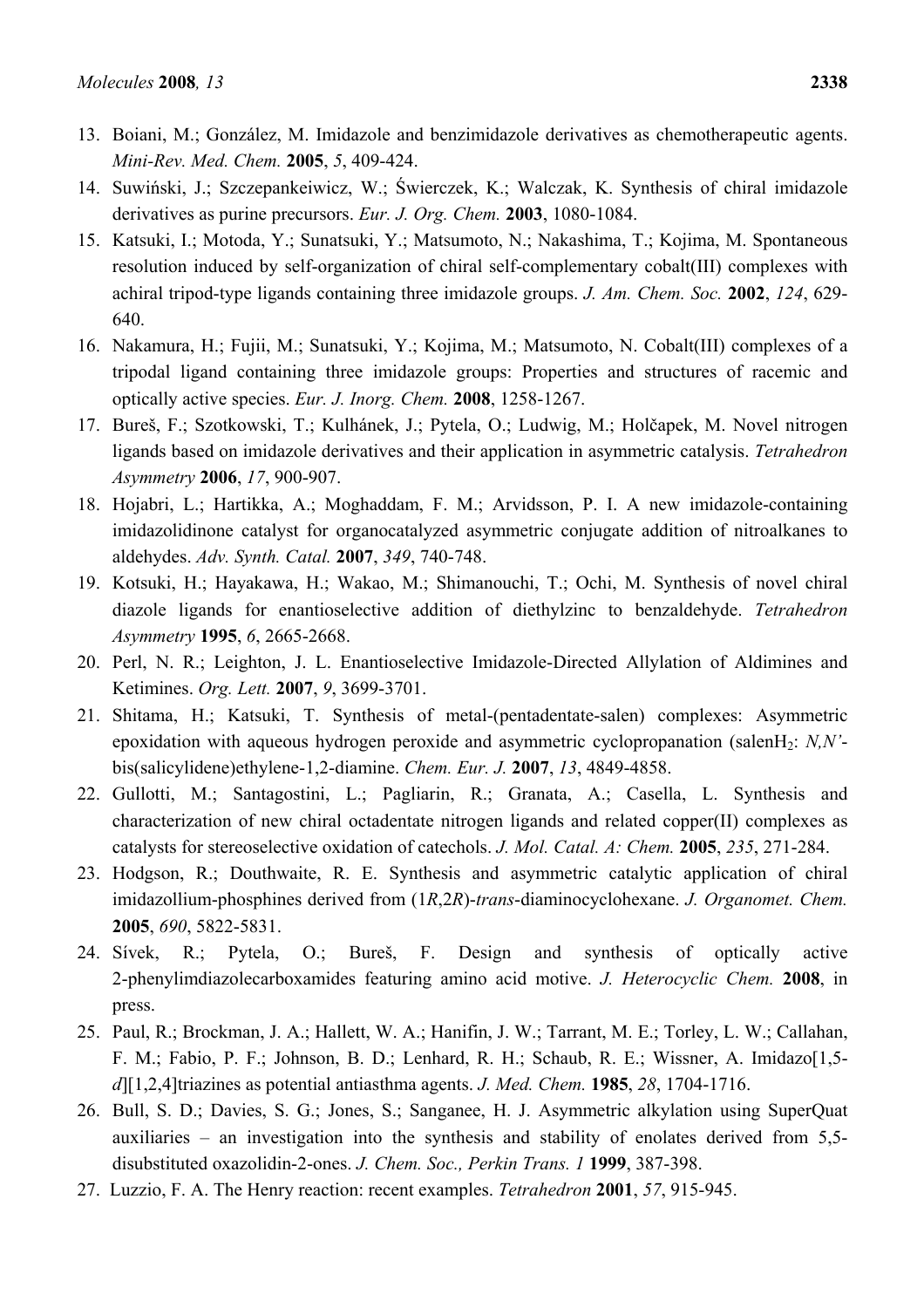13. Boiani, M.; González, M. Imidazole and benzimidazole derivatives as chemotherapeutic agents. *Mini-Rev. Med. Chem.* **2005**, *5*, 409-424.
14. Suwiński, J.; Szczepankeiwicz, W.; Świerczek, K.; Walczak, K. Synthesis of chiral imidazole derivatives as purine precursors. *Eur. J. Org. Chem.* **2003**, 1080-1084.
15. Katsuki, I.; Motoda, Y.; Sunatsuki, Y.; Matsumoto, N.; Nakashima, T.; Kojima, M. Spontaneous resolution induced by self-organization of chiral self-complementary cobalt(III) complexes with achiral tripod-type ligands containing three imidazole groups. *J. Am. Chem. Soc.* **2002**, *124*, 629-640.
16. Nakamura, H.; Fujii, M.; Sunatsuki, Y.; Kojima, M.; Matsumoto, N. Cobalt(III) complexes of a tripodal ligand containing three imidazole groups: Properties and structures of racemic and optically active species. *Eur. J. Inorg. Chem.* **2008**, 1258-1267.
17. Bureš, F.; Szotkowski, T.; Kulhánek, J.; Pytela, O.; Ludwig, M.; Holčapek, M. Novel nitrogen ligands based on imidazole derivatives and their application in asymmetric catalysis. *Tetrahedron Asymmetry* **2006**, *17*, 900-907.
18. Hojabri, L.; Hartikka, A.; Moghaddam, F. M.; Arvidsson, P. I. A new imidazole-containing imidazolidinone catalyst for organocatalyzed asymmetric conjugate addition of nitroalkanes to aldehydes. *Adv. Synth. Catal.* **2007**, *349*, 740-748.
19. Kotsuki, H.; Hayakawa, H.; Wakao, M.; Shimanouchi, T.; Ochi, M. Synthesis of novel chiral diazole ligands for enantioselective addition of diethylzinc to benzaldehyde. *Tetrahedron Asymmetry* **1995**, *6*, 2665-2668.
20. Perl, N. R.; Leighton, J. L. Enantioselective Imidazole-Directed Allylation of Aldimines and Ketimines. *Org. Lett.* **2007**, *9*, 3699-3701.
21. Shitama, H.; Katsuki, T. Synthesis of metal-(pentadentate-salen) complexes: Asymmetric epoxidation with aqueous hydrogen peroxide and asymmetric cyclopropanation (salen$H_2$: *N,N'*-bis(salicylidene)ethylene-1,2-diamine. *Chem. Eur. J.* **2007**, *13*, 4849-4858.
22. Gullotti, M.; Santagostini, L.; Pagliarin, R.; Granata, A.; Casella, L. Synthesis and characterization of new chiral octadentate nitrogen ligands and related copper(II) complexes as catalysts for stereoselective oxidation of catechols. *J. Mol. Catal. A: Chem.* **2005**, *235*, 271-284.
23. Hodgson, R.; Douthwaite, R. E. Synthesis and asymmetric catalytic application of chiral imidazollium-phosphines derived from (1*R*,2*R*)-*trans*-diaminocyclohexane. *J. Organomet. Chem.* **2005**, *690*, 5822-5831.
24. Sívek, R.; Pytela, O.; Bureš, F. Design and synthesis of optically active 2-phenylimdiazolecarboxamides featuring amino acid motive. *J. Heterocyclic Chem.* **2008**, in press.
25. Paul, R.; Brockman, J. A.; Hallett, W. A.; Hanifin, J. W.; Tarrant, M. E.; Torley, L. W.; Callahan, F. M.; Fabio, P. F.; Johnson, B. D.; Lenhard, R. H.; Schaub, R. E.; Wissner, A. Imidazo[1,5-*d*][1,2,4]triazines as potential antiasthma agents. *J. Med. Chem.* **1985**, *28*, 1704-1716.
26. Bull, S. D.; Davies, S. G.; Jones, S.; Sanganee, H. J. Asymmetric alkylation using SuperQuat auxiliaries – an investigation into the synthesis and stability of enolates derived from 5,5-disubstituted oxazolidin-2-ones. *J. Chem. Soc., Perkin Trans. 1* **1999**, 387-398.
27. Luzzio, F. A. The Henry reaction: recent examples. *Tetrahedron* **2001**, *57*, 915-945.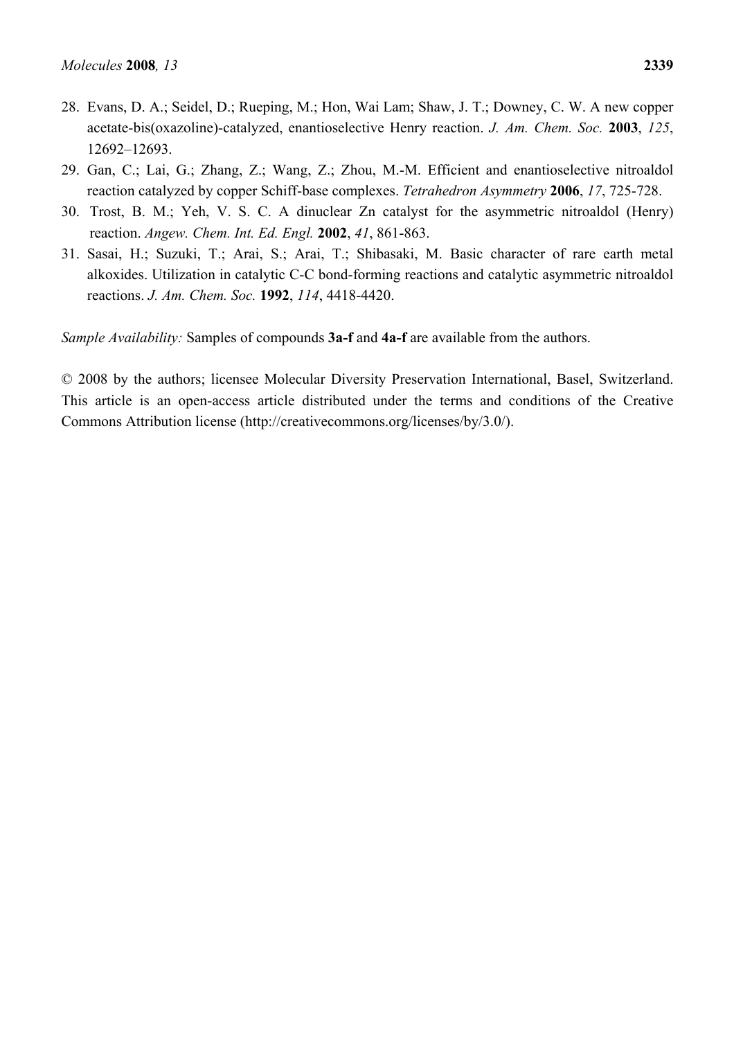28. Evans, D. A.; Seidel, D.; Rueping, M.; Hon, Wai Lam; Shaw, J. T.; Downey, C. W. A new copper acetate-bis(oxazoline)-catalyzed, enantioselective Henry reaction. *J. Am. Chem. Soc.* **2003**, *125*, 12692–12693.
29. Gan, C.; Lai, G.; Zhang, Z.; Wang, Z.; Zhou, M.-M. Efficient and enantioselective nitroaldol reaction catalyzed by copper Schiff-base complexes. *Tetrahedron Asymmetry* **2006**, *17*, 725-728.
30. Trost, B. M.; Yeh, V. S. C. A dinuclear Zn catalyst for the asymmetric nitroaldol (Henry) reaction. *Angew. Chem. Int. Ed. Engl.* **2002**, *41*, 861-863.
31. Sasai, H.; Suzuki, T.; Arai, S.; Arai, T.; Shibasaki, M. Basic character of rare earth metal alkoxides. Utilization in catalytic C-C bond-forming reactions and catalytic asymmetric nitroaldol reactions. *J. Am. Chem. Soc.* **1992**, *114*, 4418-4420.

*Sample Availability:* Samples of compounds **3a-f** and **4a-f** are available from the authors.

© 2008 by the authors; licensee Molecular Diversity Preservation International, Basel, Switzerland. This article is an open-access article distributed under the terms and conditions of the Creative Commons Attribution license (http://creativecommons.org/licenses/by/3.0/).